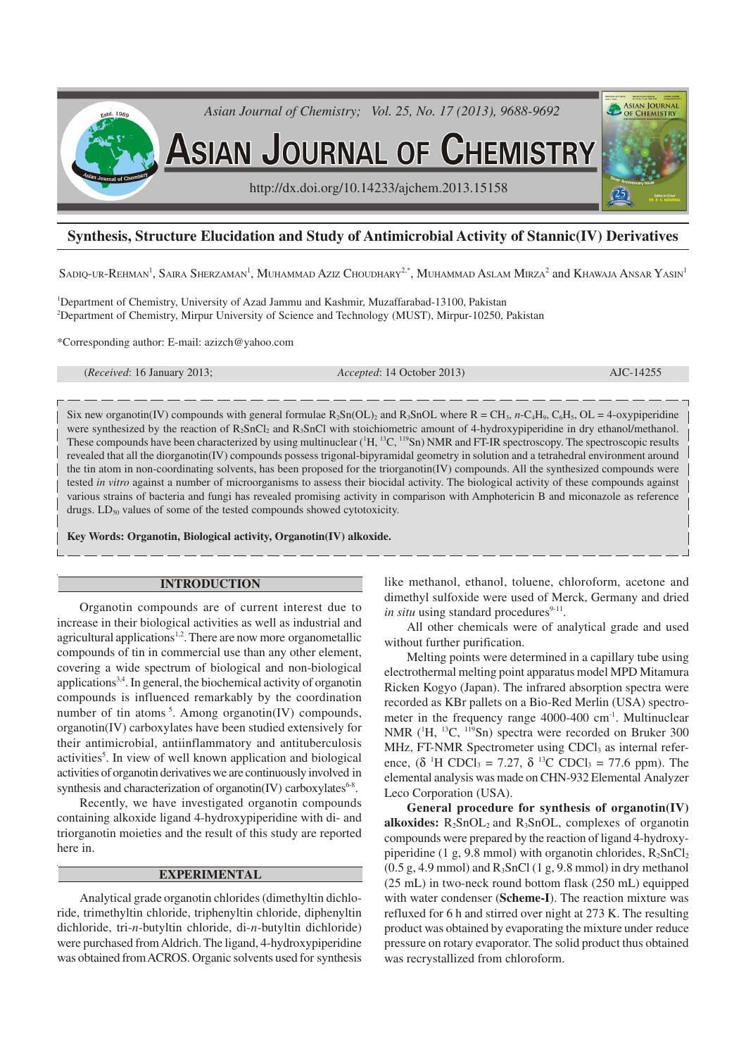# Synthesis, Structure Elucidation and Study of Antimicrobial Activity of Stannic(IV) Derivatives

SADIQ-UR-REHMAN[1], SAIRA SHERZAMAN[1], MUHAMMAD AZIZ CHOUDHARY[2,*], MUHAMMAD ASLAM MIRZA[2] and KHAWAJA ANSAR YASIN[1]

[1]Department of Chemistry, University of Azad Jammu and Kashmir, Muzaffarabad-13100, Pakistan
[2]Department of Chemistry, Mirpur University of Science and Technology (MUST), Mirpur-10250, Pakistan

*Corresponding author: E-mail: azizch@yahoo.com

(*Received*: 16 January 2013; *Accepted*: 14 October 2013) AJC-14255

Six new organotin(IV) compounds with general formulae $R_2Sn(OL)_2$ and $R_3SnOL$ where R = $CH_3$, *n*-$C_4H_9$, $C_6H_5$, OL = 4-oxypiperidine were synthesized by the reaction of $R_2SnCl_2$ and $R_3SnCl$ with stoichiometric amount of 4-hydroxypiperidine in dry ethanol/methanol. These compounds have been characterized by using multinuclear ($^1H$, $^{13}C$, $^{119}Sn$) NMR and FT-IR spectroscopy. The spectroscopic results revealed that all the diorganotin(IV) compounds possess trigonal-bipyramidal geometry in solution and a tetrahedral environment around the tin atom in non-coordinating solvents, has been proposed for the triorganotin(IV) compounds. All the synthesized compounds were tested *in vitro* against a number of microorganisms to assess their biocidal activity. The biological activity of these compounds against various strains of bacteria and fungi has revealed promising activity in comparison with Amphotericin B and miconazole as reference drugs. $LD_{50}$ values of some of the tested compounds showed cytotoxicity.

**Key Words: Organotin, Biological activity, Organotin(IV) alkoxide.**

## INTRODUCTION

Organotin compounds are of current interest due to increase in their biological activities as well as industrial and agricultural applications[1,2]. There are now more organometallic compounds of tin in commercial use than any other element, covering a wide spectrum of biological and non-biological applications[3,4]. In general, the biochemical activity of organotin compounds is influenced remarkably by the coordination number of tin atoms[5]. Among organotin(IV) compounds, organotin(IV) carboxylates have been studied extensively for their antimicrobial, antiinflammatory and antituberculosis activities[5]. In view of well known application and biological activities of organotin derivatives we are continuously involved in synthesis and characterization of organotin(IV) carboxylates[6-8].

Recently, we have investigated organotin compounds containing alkoxide ligand 4-hydroxypiperidine with di- and triorganotin moieties and the result of this study are reported here in.

## EXPERIMENTAL

Analytical grade organotin chlorides (dimethyltin dichloride, trimethyltin chloride, triphenyltin chloride, diphenyltin dichloride, tri-*n*-butyltin chloride, di-*n*-butyltin dichloride) were purchased from Aldrich. The ligand, 4-hydroxypiperidine was obtained from ACROS. Organic solvents used for synthesis like methanol, ethanol, toluene, chloroform, acetone and dimethyl sulfoxide were used of Merck, Germany and dried *in situ* using standard procedures[9-11].

All other chemicals were of analytical grade and used without further purification.

Melting points were determined in a capillary tube using electrothermal melting point apparatus model MPD Mitamura Ricken Kogyo (Japan). The infrared absorption spectra were recorded as KBr pallets on a Bio-Red Merlin (USA) spectrometer in the frequency range 4000-400 $cm^{-1}$. Multinuclear NMR ($^1H$, $^{13}C$, $^{119}Sn$) spectra were recorded on Bruker 300 MHz, FT-NMR Spectrometer using $CDCl_3$ as internal reference, ($\delta$ $^1H$ $CDCl_3$ = 7.27, $\delta$ $^{13}C$ $CDCl_3$ = 77.6 ppm). The elemental analysis was made on CHN-932 Elemental Analyzer Leco Corporation (USA).

**General procedure for synthesis of organotin(IV) alkoxides:** $R_2SnOL_2$ and $R_3SnOL$, complexes of organotin compounds were prepared by the reaction of ligand 4-hydroxypiperidine (1 g, 9.8 mmol) with organotin chlorides, $R_2SnCl_2$ (0.5 g, 4.9 mmol) and $R_3SnCl$ (1 g, 9.8 mmol) in dry methanol (25 mL) in two-neck round bottom flask (250 mL) equipped with water condenser (**Scheme-I**). The reaction mixture was refluxed for 6 h and stirred over night at 273 K. The resulting product was obtained by evaporating the mixture under reduce pressure on rotary evaporator. The solid product thus obtained was recrystallized from chloroform.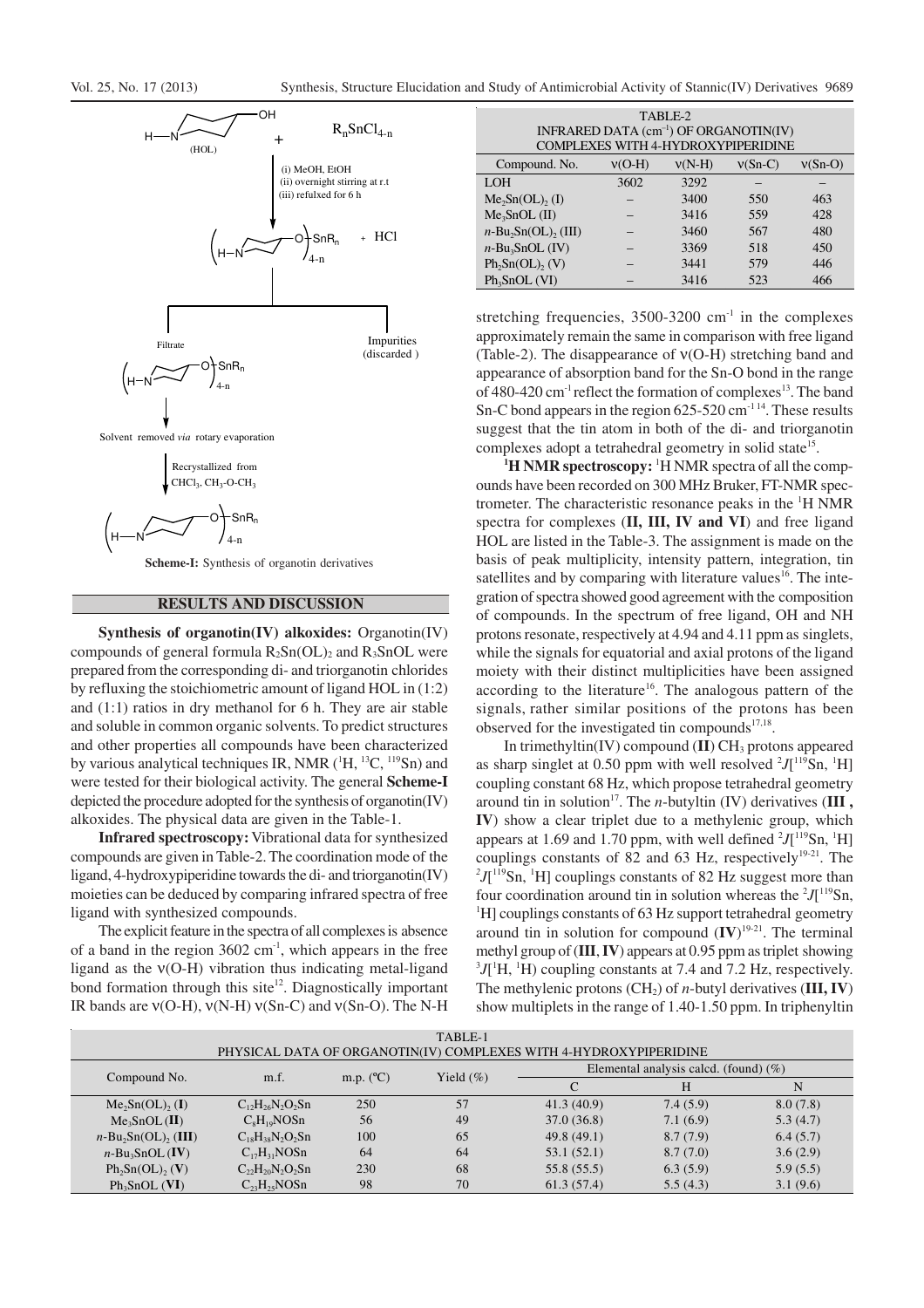Scheme-I: Synthesis of organotin derivatives

## RESULTS AND DISCUSSION

**Synthesis of organotin(IV) alkoxides:** Organotin(IV) compounds of general formula $R_2Sn(OL)_2$ and $R_3SnOL$ were prepared from the corresponding di- and triorganotin chlorides by refluxing the stoichiometric amount of ligand HOL in (1:2) and (1:1) ratios in dry methanol for 6 h. They are air stable and soluble in common organic solvents. To predict structures and other properties all compounds have been characterized by various analytical techniques IR, NMR ($^{1}H$, $^{13}C$, $^{119}Sn$) and were tested for their biological activity. The general **Scheme-I** depicted the procedure adopted for the synthesis of organotin(IV) alkoxides. The physical data are given in the Table-1.

**Infrared spectroscopy:** Vibrational data for synthesized compounds are given in Table-2. The coordination mode of the ligand, 4-hydroxypiperidine towards the di- and triorganotin(IV) moieties can be deduced by comparing infrared spectra of free ligand with synthesized compounds.

The explicit feature in the spectra of all complexes is absence of a band in the region 3602 $cm^{-1}$, which appears in the free ligand as the ν(O-H) vibration thus indicating metal-ligand bond formation through this site[12]. Diagnostically important IR bands are ν(O-H), ν(N-H) ν(Sn-C) and ν(Sn-O). The N-H stretching frequencies, 3500-3200 $cm^{-1}$ in the complexes approximately remain the same in comparison with free ligand (Table-2). The disappearance of ν(O-H) stretching band and appearance of absorption band for the Sn-O bond in the range of 480-420 $cm^{-1}$ reflect the formation of complexes[13]. The band Sn-C bond appears in the region 625-520 $cm^{-1}$[14]. These results suggest that the tin atom in both of the di- and triorganotin complexes adopt a tetrahedral geometry in solid state[15].

TABLE-2
INFRARED DATA ($cm^{-1}$) OF ORGANOTIN(IV) COMPLEXES WITH 4-HYDROXYPIPERIDINE

| Compound. No. | ν(O-H) | ν(N-H) | ν(Sn-C) | ν(Sn-O) |
|---|---|---|---|---|
| LOH | 3602 | 3292 | – | – |
| $Me_2Sn(OL)_2$ (I) | – | 3400 | 550 | 463 |
| $Me_3SnOL$ (II) | – | 3416 | 559 | 428 |
| $n$-$Bu_2Sn(OL)_2$ (III) | – | 3460 | 567 | 480 |
| $n$-$Bu_3SnOL$ (IV) | – | 3369 | 518 | 450 |
| $Ph_2Sn(OL)_2$ (V) | – | 3441 | 579 | 446 |
| $Ph_3SnOL$ (VI) | – | 3416 | 523 | 466 |

**$^{1}H$ NMR spectroscopy:** $^{1}H$ NMR spectra of all the compounds have been recorded on 300 MHz Bruker, FT-NMR spectrometer. The characteristic resonance peaks in the $^{1}H$ NMR spectra for complexes (**II, III, IV and VI**) and free ligand HOL are listed in the Table-3. The assignment is made on the basis of peak multiplicity, intensity pattern, integration, tin satellites and by comparing with literature values[16]. The integration of spectra showed good agreement with the composition of compounds. In the spectrum of free ligand, OH and NH protons resonate, respectively at 4.94 and 4.11 ppm as singlets, while the signals for equatorial and axial protons of the ligand moiety with their distinct multiplicities have been assigned according to the literature[16]. The analogous pattern of the signals, rather similar positions of the protons has been observed for the investigated tin compounds[17,18].

In trimethyltin(IV) compound (**II**) $CH_3$ protons appeared as sharp singlet at 0.50 ppm with well resolved $^{2}J[^{119}Sn, ^{1}H]$ coupling constant 68 Hz, which propose tetrahedral geometry around tin in solution[17]. The $n$-butyltin (IV) derivatives (**III**, **IV**) show a clear triplet due to a methylenic group, which appears at 1.69 and 1.70 ppm, with well defined $^{2}J[^{119}Sn, ^{1}H]$ couplings constants of 82 and 63 Hz, respectively[19-21]. The $^{2}J[^{119}Sn, ^{1}H]$ couplings constants of 82 Hz suggest more than four coordination around tin in solution whereas the $^{2}J[^{119}Sn, ^{1}H]$ couplings constants of 63 Hz support tetrahedral geometry around tin in solution for compound (**IV**)[19-21]. The terminal methyl group of (**III**, **IV**) appears at 0.95 ppm as triplet showing $^{3}J(^{1}H, ^{1}H)$ coupling constants at 7.4 and 7.2 Hz, respectively. The methylenic protons ($CH_2$) of $n$-butyl derivatives (**III, IV**) show multiplets in the range of 1.40-1.50 ppm. In triphenyltin

TABLE-1
PHYSICAL DATA OF ORGANOTIN(IV) COMPLEXES WITH 4-HYDROXYPIPERIDINE

| Compound No. | m.f. | m.p. (ºC) | Yield (%) | Elemental analysis calcd. (found) (%) | | |
|---|---|---|---|---|---|---|
| | | | | C | H | N |
| $Me_2Sn(OL)_2$ (**I**) | $C_{12}H_{26}N_2O_2Sn$ | 250 | 57 | 41.3 (40.9) | 7.4 (5.9) | 8.0 (7.8) |
| $Me_3SnOL$ (**II**) | $C_8H_{19}NOSn$ | 56 | 49 | 37.0 (36.8) | 7.1 (6.9) | 5.3 (4.7) |
| $n$-$Bu_2Sn(OL)_2$ (**III**) | $C_{18}H_{38}N_2O_2Sn$ | 100 | 65 | 49.8 (49.1) | 8.7 (7.9) | 6.4 (5.7) |
| $n$-$Bu_3SnOL$ (**IV**) | $C_{17}H_{31}NOSn$ | 64 | 64 | 53.1 (52.1) | 8.7 (7.0) | 3.6 (2.9) |
| $Ph_2Sn(OL)_2$ (**V**) | $C_{22}H_{30}N_2O_2Sn$ | 230 | 68 | 55.8 (55.5) | 6.3 (5.9) | 5.9 (5.5) |
| $Ph_3SnOL$ (**VI**) | $C_{23}H_{25}NOSn$ | 98 | 70 | 61.3 (57.4) | 5.5 (4.3) | 3.1 (9.6) |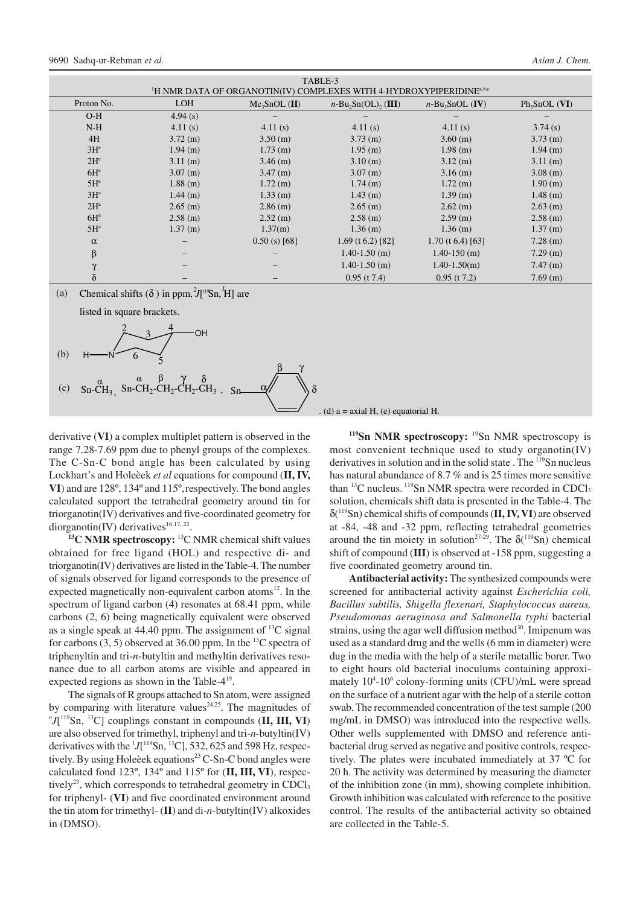TABLE-3

$^{1}$H NMR DATA OF ORGANOTIN(IV) COMPLEXES WITH 4-HYDROXYPIPERIDINE[a,b,c]

| Proton No. | LOH | $Me_3SnOL$ (**II**) | $n$-$Bu_2Sn(OL)_2$ (**III**) | $n$-$Bu_3SnOL$ (**IV**) | $Ph_3SnOL$ (**VI**) |
|---|---|---|---|---|---|
| O-H | 4.94 (s) | – | – | – | – |
| N-H | 4.11 (s) | 4.11 (s) | 4.11 (s) | 4.11 (s) | 3.74 (s) |
| 4H | 3.72 (m) | 3.50 (m) | 3.73 (m) | 3.60 (m) | 3.73 (m) |
| 3H[e] | 1.94 (m) | 1.73 (m) | 1.95 (m) | 1.98 (m) | 1.94 (m) |
| 2H[e] | 3.11 (m) | 3.46 (m) | 3.10 (m) | 3.12 (m) | 3.11 (m) |
| 6H[e] | 3.07 (m) | 3.47 (m) | 3.07 (m) | 3.16 (m) | 3.08 (m) |
| 5H[e] | 1.88 (m) | 1.72 (m) | 1.74 (m) | 1.72 (m) | 1.90 (m) |
| 3H[a] | 1.44 (m) | 1.33 (m) | 1.43 (m) | 1.39 (m) | 1.48 (m) |
| 2H[a] | 2.65 (m) | 2.86 (m) | 2.65 (m) | 2.62 (m) | 2.63 (m) |
| 6H[a] | 2.58 (m) | 2.52 (m) | 2.58 (m) | 2.59 (m) | 2.58 (m) |
| 5H[a] | 1.37 (m) | 1.37(m) | 1.36 (m) | 1.36 (m) | 1.37 (m) |
| α | – | 0.50 (s) [68] | 1.69 (t 6.2) [82] | 1.70 (t 6.4) [63] | 7.28 (m) |
| β | – | – | 1.40-1.50 (m) | 1.40-150 (m) | 7.29 (m) |
| γ | – | – | 1.40-1.50 (m) | 1.40-1.50(m) | 7.47 (m) |
| δ | – | – | 0.95 (t 7.4) | 0.95 (t 7.2) | 7.69 (m) |

(a) Chemical shifts (δ) in ppm, $^{2}J[^{119}Sn, ^{1}H]$ are listed in square brackets.

(b) 4-hydroxypiperidine ring numbering (H–N, positions 2, 3, 4-OH, 5, 6)

(c) $Sn\text{-}\overset{\alpha}{C}H_3$, $Sn\text{-}\overset{\alpha}{C}H_2\text{-}\overset{\beta}{C}H_2\text{-}\overset{\gamma}{C}H_2\text{-}\overset{\delta}{C}H_3$, Sn–phenyl (α, β, γ, δ)

(d) a = axial H, (e) equatorial H.

derivative (**VI**) a complex multiplet pattern is observed in the range 7.28-7.69 ppm due to phenyl groups of the complexes. The C-Sn-C bond angle has been calculated by using Lockhart's and Holeèek *et al* equations for compound (**II, IV, VI**) and are 128º, 134º and 115º, respectively. The bond angles calculated support the tetrahedral geometry around tin for triorganotin(IV) derivatives and five-coordinated geometry for diorganotin(IV) derivatives[16,17,22].

**$^{13}$C NMR spectroscopy:** $^{13}$C NMR chemical shift values obtained for free ligand (HOL) and respective di- and triorganotin(IV) derivatives are listed in the Table-4. The number of signals observed for ligand corresponds to the presence of expected magnetically non-equivalent carbon atoms[12]. In the spectrum of ligand carbon (4) resonates at 68.41 ppm, while carbons (2, 6) being magnetically equivalent were observed as a single speak at 44.40 ppm. The assignment of $^{13}$C signal for carbons (3, 5) observed at 36.00 ppm. In the $^{13}$C spectra of triphenyltin and tri-*n*-butyltin and methyltin derivatives resonance due to all carbon atoms are visible and appeared in expected regions as shown in the Table-4[19].

The signals of R groups attached to Sn atom, were assigned by comparing with literature values[24,25]. The magnitudes of $^{n}J[^{119}Sn, ^{13}C]$ couplings constant in compounds (**II, III, VI**) are also observed for trimethyl, triphenyl and tri-*n*-butyltin(IV) derivatives with the $^{1}J[^{119}Sn, ^{13}C]$, 532, 625 and 598 Hz, respectively. By using Holeèek equations[23] C-Sn-C bond angles were calculated fond 123º, 134º and 115º for (**II, III, VI**), respectively[23], which corresponds to tetrahedral geometry in $CDCl_3$ for triphenyl- (**VI**) and five coordinated environment around the tin atom for trimethyl- (**II**) and di-*n*-butyltin(IV) alkoxides in (DMSO).

**$^{119}$Sn NMR spectroscopy:** $^{19}$Sn NMR spectroscopy is most convenient technique used to study organotin(IV) derivatives in solution and in the solid state . The $^{119}$Sn nucleus has natural abundance of 8.7 % and is 25 times more sensitive than $^{13}$C nucleus. $^{119}$Sn NMR spectra were recorded in $CDCl_3$ solution, chemicals shift data is presented in the Table-4. The $\delta(^{119}Sn)$ chemical shifts of compounds (**II, IV, VI**) are observed at -84, -48 and -32 ppm, reflecting tetrahedral geometries around the tin moiety in solution[27-29]. The $\delta(^{119}Sn)$ chemical shift of compound (**III**) is observed at -158 ppm, suggesting a five coordinated geometry around tin.

**Antibacterial activity:** The synthesized compounds were screened for antibacterial activity against *Escherichia coli, Bacillus subtilis, Shigella flexenari, Staphylococcus aureus, Pseudomonas aeruginosa and Salmonella typhi* bacterial strains, using the agar well diffusion method[30]. Imipenum was used as a standard drug and the wells (6 mm in diameter) were dug in the media with the help of a sterile metallic borer. Two to eight hours old bacterial inoculums containing approximately $10^4$-$10^6$ colony-forming units (CFU)/mL were spread on the surface of a nutrient agar with the help of a sterile cotton swab. The recommended concentration of the test sample (200 mg/mL in DMSO) was introduced into the respective wells. Other wells supplemented with DMSO and reference antibacterial drug served as negative and positive controls, respectively. The plates were incubated immediately at 37 ºC for 20 h. The activity was determined by measuring the diameter of the inhibition zone (in mm), showing complete inhibition. Growth inhibition was calculated with reference to the positive control. The results of the antibacterial activity so obtained are collected in the Table-5.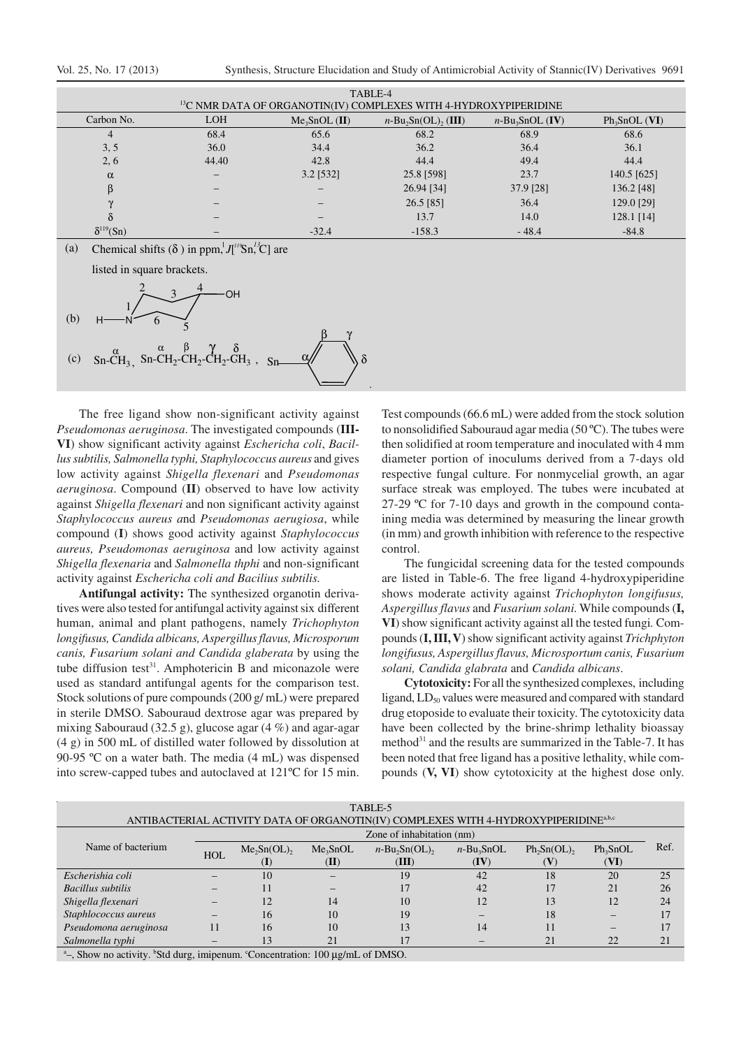TABLE-4

$^{13}C$ NMR DATA OF ORGANOTIN(IV) COMPLEXES WITH 4-HYDROXYPIPERIDINE

| Carbon No. | LOH | $Me_3SnOL$ (**II**) | $n$-$Bu_2Sn(OL)_2$ (**III**) | $n$-$Bu_3SnOL$ (**IV**) | $Ph_3SnOL$ (**VI**) |
|---|---|---|---|---|---|
| 4 | 68.4 | 65.6 | 68.2 | 68.9 | 68.6 |
| 3, 5 | 36.0 | 34.4 | 36.2 | 36.4 | 36.1 |
| 2, 6 | 44.40 | 42.8 | 44.4 | 49.4 | 44.4 |
| α | – | 3.2 [532] | 25.8 [598] | 23.7 | 140.5 [625] |
| β | – | – | 26.94 [34] | 37.9 [28] | 136.2 [48] |
| γ | – | – | 26.5 [85] | 36.4 | 129.0 [29] |
| δ | – | – | 13.7 | 14.0 | 128.1 [14] |
| $\delta^{119}(Sn)$ | – | -32.4 | -158.3 | - 48.4 | -84.8 |

(a) Chemical shifts (δ) in ppm, $^{1}J[^{119}Sn, ^{13}C]$ are listed in square brackets.

(b) H—N (4-hydroxypiperidine ring, carbons numbered 1–6, OH at C-4)

(c) $Sn\text{-}\overset{\alpha}{C}H_3$, $Sn\text{-}\overset{\alpha}{C}H_2\text{-}\overset{\beta}{C}H_2\text{-}\overset{\gamma}{C}H_2\text{-}\overset{\delta}{C}H_3$, Sn–phenyl (α, β, γ, δ)

The free ligand show non-significant activity against *Pseudomonas aeruginosa*. The investigated compounds (**III-VI**) show significant activity against *Eschericha coli*, *Bacillus subtilis, Salmonella typhi, Staphylococcus aureus* and gives low activity against *Shigella flexenari* and *Pseudomonas aeruginosa*. Compound (**II**) observed to have low activity against *Shigella flexenari* and non significant activity against *Staphylococcus aureus a*nd *Pseudomonas aerugiosa*, while compound (**I**) shows good activity against *Staphylococcus aureus, Pseudomonas aeruginosa* and low activity against *Shigella flexenaria* and *Salmonella thphi* and non-significant activity against *Eschericha coli and Bacilius subtilis.*

**Antifungal activity:** The synthesized organotin derivatives were also tested for antifungal activity against six different human, animal and plant pathogens, namely *Trichophyton longifusus, Candida albicans, Aspergillus flavus, Microsporum canis, Fusarium solani and Candida glaberata* by using the tube diffusion test[31]. Amphotericin B and miconazole were used as standard antifungal agents for the comparison test. Stock solutions of pure compounds (200 g/ mL) were prepared in sterile DMSO. Sabouraud dextrose agar was prepared by mixing Sabouraud (32.5 g), glucose agar (4 %) and agar-agar (4 g) in 500 mL of distilled water followed by dissolution at 90-95 ºC on a water bath. The media (4 mL) was dispensed into screw-capped tubes and autoclaved at 121ºC for 15 min. Test compounds (66.6 mL) were added from the stock solution to nonsolidified Sabouraud agar media (50 ºC). The tubes were then solidified at room temperature and inoculated with 4 mm diameter portion of inoculums derived from a 7-days old respective fungal culture. For nonmycelial growth, an agar surface streak was employed. The tubes were incubated at 27-29 ºC for 7-10 days and growth in the compound containing media was determined by measuring the linear growth (in mm) and growth inhibition with reference to the respective control.

The fungicidal screening data for the tested compounds are listed in Table-6. The free ligand 4-hydroxypiperidine shows moderate activity against *Trichophyton longifusus, Aspergillus flavus* and *Fusarium solani.* While compounds (**I, VI**) show significant activity against all the tested fungi. Compounds (**I, III, V**) show significant activity against *Trichphyton longifusus, Aspergillus flavus, Microsportum canis, Fusarium solani, Candida glabrata* and *Candida albicans*.

**Cytotoxicity:** For all the synthesized complexes, including ligand, $LD_{50}$ values were measured and compared with standard drug etoposide to evaluate their toxicity. The cytotoxicity data have been collected by the brine-shrimp lethality bioassay method[31] and the results are summarized in the Table-7. It has been noted that free ligand has a positive lethality, while compounds (**V, VI**) show cytotoxicity at the highest dose only.

TABLE-5

ANTIBACTERIAL ACTIVITY DATA OF ORGANOTIN(IV) COMPLEXES WITH 4-HYDROXYPIPERIDINE[a,b,c]

| Name of bacterium | Zone of inhabitation (nm) | | | | | | | Ref. |
|---|---|---|---|---|---|---|---|---|
| | HOL | $Me_2Sn(OL)_2$ (**I**) | $Me_3SnOL$ (**II**) | $n$-$Bu_2Sn(OL)_2$ (**III**) | $n$-$Bu_3SnOL$ (**IV**) | $Ph_2Sn(OL)_2$ (**V**) | $Ph_3SnOL$ (**VI**) | |
| *Escherishia coli* | – | 10 | – | 19 | 42 | 18 | 20 | 25 |
| *Bacillus subtilis* | – | 11 | – | 17 | 42 | 17 | 21 | 26 |
| *Shigella flexenari* | – | 12 | 14 | 10 | 12 | 13 | 12 | 24 |
| *Staphlococcus aureus* | – | 16 | 10 | 19 | – | 18 | – | 17 |
| *Pseudomona aeruginosa* | 11 | 16 | 10 | 13 | 14 | 11 | – | 17 |
| *Salmonella typhi* | – | 13 | 21 | 17 | – | 21 | 22 | 21 |

[a]–, Show no activity. [b]Std durg, imipenum. [c]Concentration: 100 µg/mL of DMSO.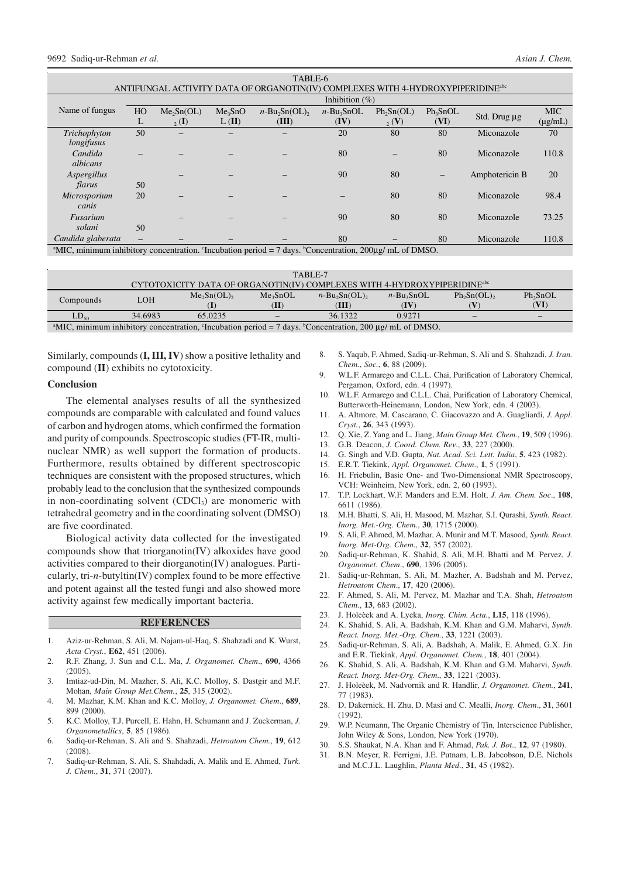TABLE-6

ANTIFUNGAL ACTIVITY DATA OF ORGANOTIN(IV) COMPLEXES WITH 4-HYDROXYPIPERIDINE[abc]

| Name of fungus | Inhibition (%) | | | | | | | Std. Drug μg | MIC (μg/mL) |
|---|---|---|---|---|---|---|---|---|---|
| | HOL | $Me_2Sn(OL)_2$ (**I**) | $Me_3SnOL$ (**II**) | $n$-$Bu_2Sn(OL)_2$ (**III**) | $n$-$Bu_3SnOL$ (**IV**) | $Ph_2Sn(OL)_2$ (**V**) | $Ph_3SnOL$ (**VI**) | | |
| *Trichophyton longifusus* | 50 | – | – | – | 20 | 80 | 80 | Miconazole | 70 |
| *Candida albicans* | – | – | – | – | 80 | – | 80 | Miconazole | 110.8 |
| *Aspergillus flarus* | 50 | – | – | – | 90 | 80 | – | Amphotericin B | 20 |
| *Microsporium canis* | 20 | – | – | – | – | 80 | 80 | Miconazole | 98.4 |
| *Fusarium solani* | 50 | – | – | – | 90 | 80 | 80 | Miconazole | 73.25 |
| *Candida glaberata* | – | – | – | – | 80 | – | 80 | Miconazole | 110.8 |

[a]MIC, minimum inhibitory concentration. [c]Incubation period = 7 days. [b]Concentration, 200μg/ mL of DMSO.

TABLE-7

CYTOTOXICITY DATA OF ORGANOTIN(IV) COMPLEXES WITH 4-HYDROXYPIPERIDINE[abc]

| Compounds | LOH | $Me_2Sn(OL)_2$ (**I**) | $Me_3SnOL$ (**II**) | $n$-$Bu_2Sn(OL)_2$ (**III**) | $n$-$Bu_3SnOL$ (**IV**) | $Ph_2Sn(OL)_2$ (**V**) | $Ph_3SnOL$ (**VI**) |
|---|---|---|---|---|---|---|---|
| $LD_{50}$ | 34.6983 | 65.0235 | – | 36.1322 | 0.9271 | – | – |

[a]MIC, minimum inhibitory concentration, [c]Incubation period = 7 days. [b]Concentration, 200 μg/ mL of DMSO.

Similarly, compounds (**I, III, IV**) show a positive lethality and compound (**II**) exhibits no cytotoxicity.

## Conclusion

The elemental analyses results of all the synthesized compounds are comparable with calculated and found values of carbon and hydrogen atoms, which confirmed the formation and purity of compounds. Spectroscopic studies (FT-IR, multinuclear NMR) as well support the formation of products. Furthermore, results obtained by different spectroscopic techniques are consistent with the proposed structures, which probably lead to the conclusion that the synthesized compounds in non-coordinating solvent ($CDCl_3$) are monomeric with tetrahedral geometry and in the coordinating solvent (DMSO) are five coordinated.

Biological activity data collected for the investigated compounds show that triorganotin(IV) alkoxides have good activities compared to their diorganotin(IV) analogues. Particularly, tri-*n*-butyltin(IV) complex found to be more effective and potent against all the tested fungi and also showed more activity against few medically important bacteria.

## REFERENCES

1. Aziz-ur-Rehman, S. Ali, M. Najam-ul-Haq, S. Shahzadi and K. Wurst, *Acta Cryst.*, **E62**, 451 (2006).
2. R.F. Zhang, J. Sun and C.L. Ma, *J. Organomet. Chem*., **690**, 4366 (2005).
3. Imtiaz-ud-Din, M. Mazher, S. Ali, K.C. Molloy, S. Dastgir and M.F. Mohan, *Main Group Met.Chem.*, **25**, 315 (2002).
4. M. Mazhar, K.M. Khan and K.C. Molloy, *J. Organomet. Chem*., **689**, 899 (2000).
5. K.C. Molloy, T.J. Purcell, E. Hahn, H. Schumann and J. Zuckerman, *J. Organometallics*, **5**, 85 (1986).
6. Sadiq-ur-Rehman, S. Ali and S. Shahzadi, *Hetroatom Chem.*, **19**, 612 (2008).
7. Sadiq-ur-Rehman, S. Ali, S. Shahdadi, A. Malik and E. Ahmed, *Turk. J. Chem.*, **31**, 371 (2007).
8. S. Yaqub, F. Ahmed, Sadiq-ur-Rehman, S. Ali and S. Shahzadi, *J. Iran. Chem., Soc.*, **6**, 88 (2009).
9. W.L.F. Armarego and C.L.L. Chai, Purification of Laboratory Chemical, Pergamon, Oxford, edn. 4 (1997).
10. W.L.F. Armarego and C.L.L. Chai, Purification of Laboratory Chemical, Butterworth-Heinemann, London, New York, edn. 4 (2003).
11. A. Altmore, M. Cascarano, C. Giacovazzo and A. Guagliardi, *J. Appl. Cryst.*, **26**, 343 (1993).
12. Q. Xie, Z. Yang and L. Jiang, *Main Group Met. Chem.*, **19**, 509 (1996).
13. G.B. Deacon, *J. Coord. Chem. Rev*., **33**, 227 (2000).
14. G. Singh and V.D. Gupta, *Nat. Acad. Sci. Lett. India*, **5**, 423 (1982).
15. E.R.T. Tiekink, *Appl. Organomet. Chem*., **1**, 5 (1991).
16. H. Friebulin, Basic One- and Two-Dimensional NMR Spectroscopy, VCH: Weinheim, New York, edn. 2, 60 (1993).
17. T.P. Lockhart, W.F. Manders and E.M. Holt, *J. Am. Chem. Soc*., **108**, 6611 (1986).
18. M.H. Bhatti, S. Ali, H. Masood, M. Mazhar, S.I. Qurashi, *Synth. React. Inorg. Met.-Org. Chem.*, **30**, 1715 (2000).
19. S. Ali, F. Ahmed, M. Mazhar, A. Munir and M.T. Masood, *Synth. React. Inorg. Met-Org. Chem.*, **32**, 357 (2002).
20. Sadiq-ur-Rehman, K. Shahid, S. Ali, M.H. Bhatti and M. Pervez, *J. Organomet. Chem*., **690**, 1396 (2005).
21. Sadiq-ur-Rehman, S. Ali, M. Mazher, A. Badshah and M. Pervez, *Hetroatom Chem*., **17**, 420 (2006).
22. F. Ahmed, S. Ali, M. Pervez, M. Mazhar and T.A. Shah, *Hetroatom Chem.*, **13**, 683 (2002).
23. J. Holeèek and A. Lyeka, *Inorg. Chim. Acta.*, **L15**, 118 (1996).
24. K. Shahid, S. Ali, A. Badshah, K.M. Khan and G.M. Maharvi, *Synth. React. Inorg. Met.-Org. Chem.*, **33**, 1221 (2003).
25. Sadiq-ur-Rehman, S. Ali, A. Badshah, A. Malik, E. Ahmed, G.X. Jin and E.R. Tiekink, *Appl. Organomet. Chem.*, **18**, 401 (2004).
26. K. Shahid, S. Ali, A. Badshah, K.M. Khan and G.M. Maharvi, *Synth. React. Inorg. Met-Org. Chem*., **33**, 1221 (2003).
27. J. Holeèek, M. Nadvornik and R. Handlir, *J. Organomet. Chem.*, **241**, 77 (1983).
28. D. Dakernick, H. Zhu, D. Masi and C. Mealli, *Inorg. Chem*., **31**, 3601 (1992).
29. W.P. Neumann, The Organic Chemistry of Tin, Interscience Publisher, John Wiley & Sons, London, New York (1970).
30. S.S. Shaukat, N.A. Khan and F. Ahmad, *Pak. J. Bot*., **12**, 97 (1980).
31. B.N. Meyer, R. Ferrigni, J.E. Putnam, L.B. Jabcobson, D.E. Nichols and M.C.J.L. Laughlin, *Planta Med*., **31**, 45 (1982).